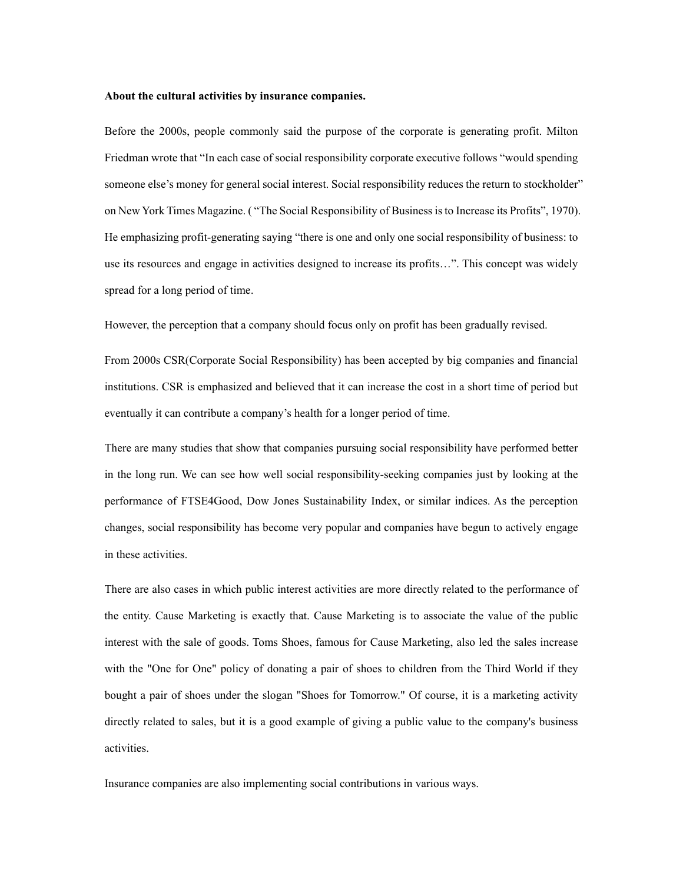**About the cultural activities by insurance companies.**

Before the 2000s, people commonly said the purpose of the corporate is generating profit. Milton Friedman wrote that "In each case of social responsibility corporate executive follows "would spending someone else's money for general social interest. Social responsibility reduces the return to stockholder" on New York Times Magazine. ( "The Social Responsibility of Business is to Increase its Profits", 1970). He emphasizing profit-generating saying "there is one and only one social responsibility of business: to use its resources and engage in activities designed to increase its profits…". This concept was widely spread for a long period of time.

However, the perception that a company should focus only on profit has been gradually revised.

From 2000s CSR(Corporate Social Responsibility) has been accepted by big companies and financial institutions. CSR is emphasized and believed that it can increase the cost in a short time of period but eventually it can contribute a company's health for a longer period of time.

There are many studies that show that companies pursuing social responsibility have performed better in the long run. We can see how well social responsibility-seeking companies just by looking at the performance of FTSE4Good, Dow Jones Sustainability Index, or similar indices. As the perception changes, social responsibility has become very popular and companies have begun to actively engage in these activities.

There are also cases in which public interest activities are more directly related to the performance of the entity. Cause Marketing is exactly that. Cause Marketing is to associate the value of the public interest with the sale of goods. Toms Shoes, famous for Cause Marketing, also led the sales increase with the "One for One" policy of donating a pair of shoes to children from the Third World if they bought a pair of shoes under the slogan "Shoes for Tomorrow." Of course, it is a marketing activity directly related to sales, but it is a good example of giving a public value to the company's business activities.

Insurance companies are also implementing social contributions in various ways.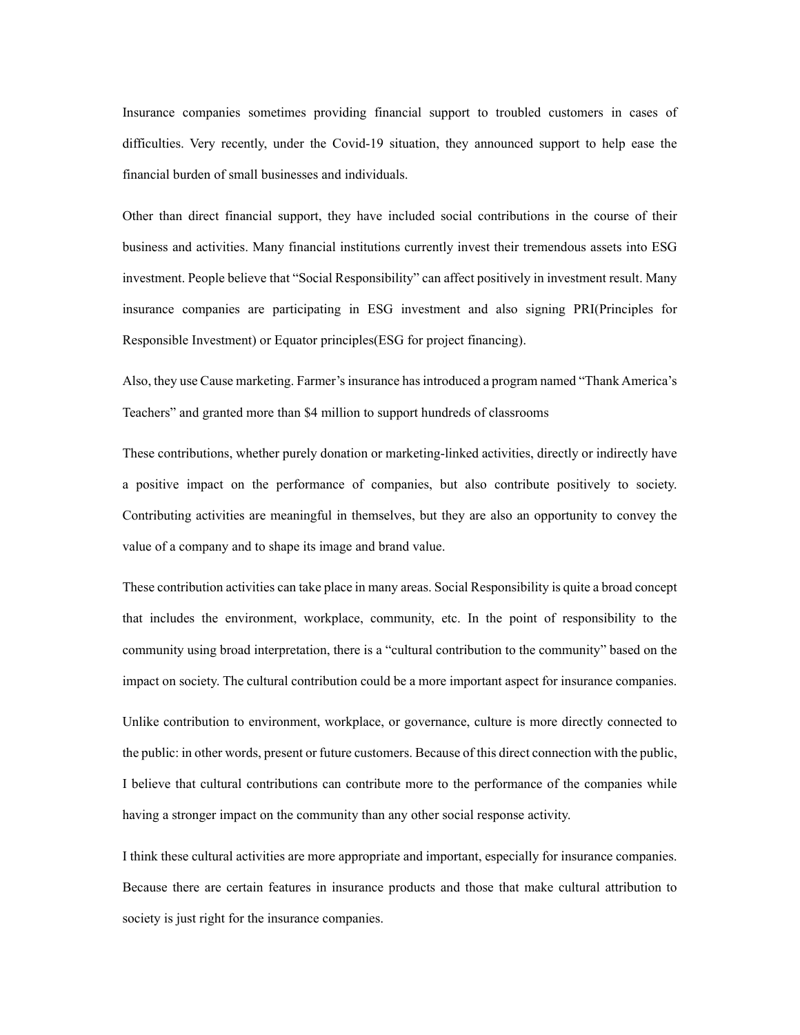Insurance companies sometimes providing financial support to troubled customers in cases of difficulties. Very recently, under the Covid-19 situation, they announced support to help ease the financial burden of small businesses and individuals.

Other than direct financial support, they have included social contributions in the course of their business and activities. Many financial institutions currently invest their tremendous assets into ESG investment. People believe that "Social Responsibility" can affect positively in investment result. Many insurance companies are participating in ESG investment and also signing PRI(Principles for Responsible Investment) or Equator principles(ESG for project financing).

Also, they use Cause marketing. Farmer's insurance has introduced a program named "Thank America's Teachers" and granted more than $4 million to support hundreds of classrooms

These contributions, whether purely donation or marketing-linked activities, directly or indirectly have a positive impact on the performance of companies, but also contribute positively to society. Contributing activities are meaningful in themselves, but they are also an opportunity to convey the value of a company and to shape its image and brand value.

These contribution activities can take place in many areas. Social Responsibility is quite a broad concept that includes the environment, workplace, community, etc. In the point of responsibility to the community using broad interpretation, there is a "cultural contribution to the community" based on the impact on society. The cultural contribution could be a more important aspect for insurance companies.

Unlike contribution to environment, workplace, or governance, culture is more directly connected to the public: in other words, present or future customers. Because of this direct connection with the public, I believe that cultural contributions can contribute more to the performance of the companies while having a stronger impact on the community than any other social response activity.

I think these cultural activities are more appropriate and important, especially for insurance companies. Because there are certain features in insurance products and those that make cultural attribution to society is just right for the insurance companies.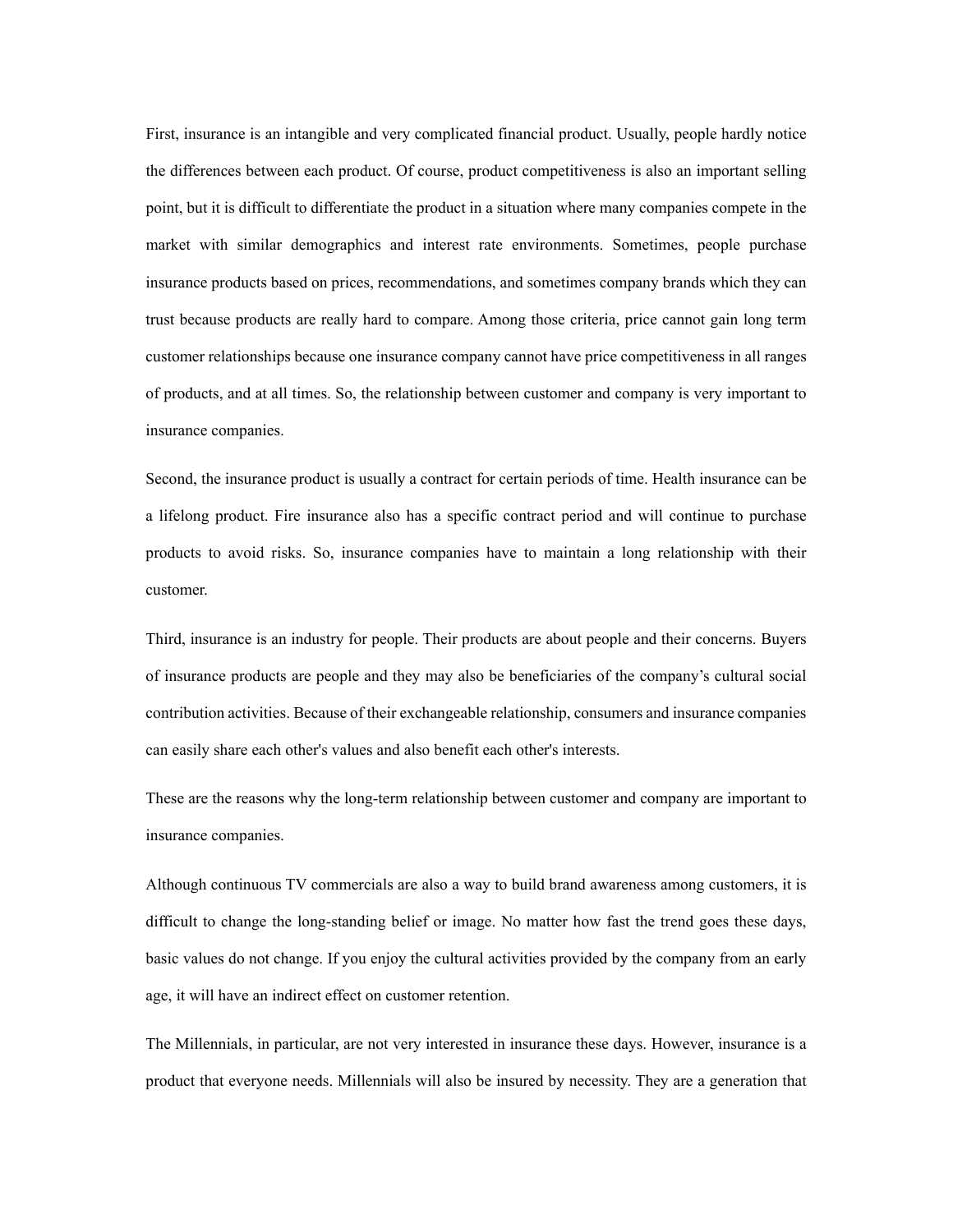First, insurance is an intangible and very complicated financial product. Usually, people hardly notice the differences between each product. Of course, product competitiveness is also an important selling point, but it is difficult to differentiate the product in a situation where many companies compete in the market with similar demographics and interest rate environments. Sometimes, people purchase insurance products based on prices, recommendations, and sometimes company brands which they can trust because products are really hard to compare. Among those criteria, price cannot gain long term customer relationships because one insurance company cannot have price competitiveness in all ranges of products, and at all times. So, the relationship between customer and company is very important to insurance companies.

Second, the insurance product is usually a contract for certain periods of time. Health insurance can be a lifelong product. Fire insurance also has a specific contract period and will continue to purchase products to avoid risks. So, insurance companies have to maintain a long relationship with their customer.

Third, insurance is an industry for people. Their products are about people and their concerns. Buyers of insurance products are people and they may also be beneficiaries of the company's cultural social contribution activities. Because of their exchangeable relationship, consumers and insurance companies can easily share each other's values and also benefit each other's interests.

These are the reasons why the long-term relationship between customer and company are important to insurance companies.

Although continuous TV commercials are also a way to build brand awareness among customers, it is difficult to change the long-standing belief or image. No matter how fast the trend goes these days, basic values do not change. If you enjoy the cultural activities provided by the company from an early age, it will have an indirect effect on customer retention.

The Millennials, in particular, are not very interested in insurance these days. However, insurance is a product that everyone needs. Millennials will also be insured by necessity. They are a generation that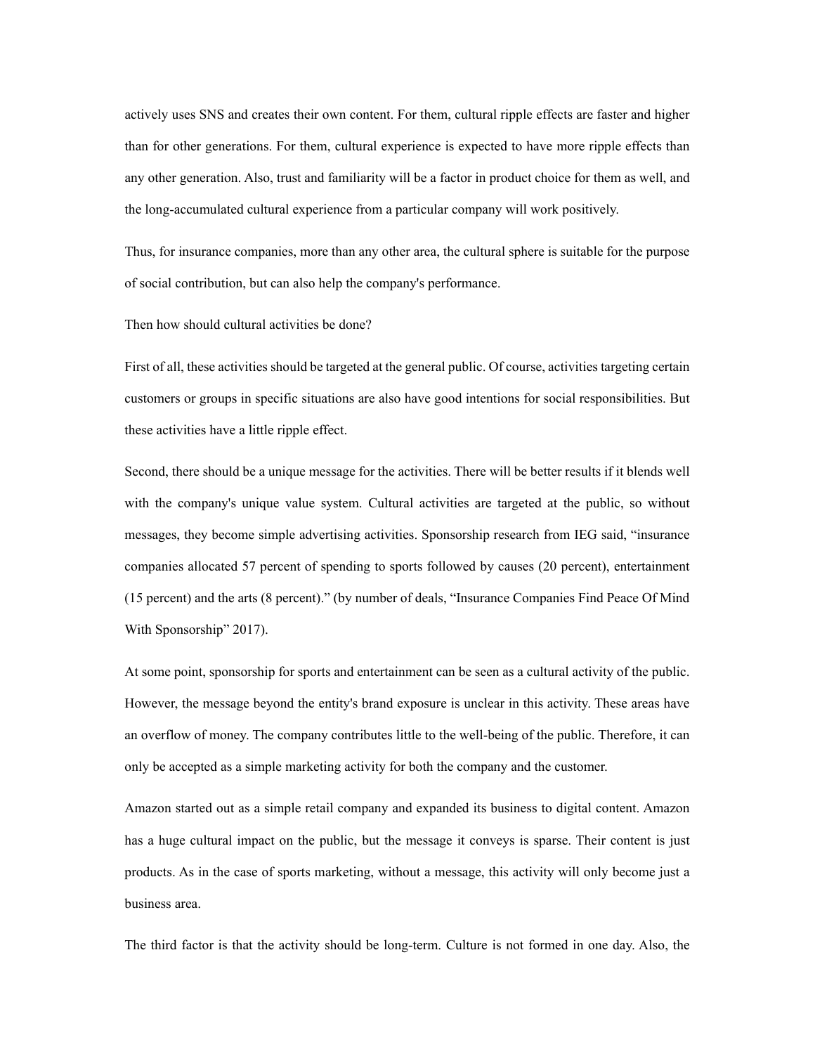actively uses SNS and creates their own content. For them, cultural ripple effects are faster and higher than for other generations. For them, cultural experience is expected to have more ripple effects than any other generation. Also, trust and familiarity will be a factor in product choice for them as well, and the long-accumulated cultural experience from a particular company will work positively.

Thus, for insurance companies, more than any other area, the cultural sphere is suitable for the purpose of social contribution, but can also help the company's performance.

Then how should cultural activities be done?

First of all, these activities should be targeted at the general public. Of course, activities targeting certain customers or groups in specific situations are also have good intentions for social responsibilities. But these activities have a little ripple effect.

Second, there should be a unique message for the activities. There will be better results if it blends well with the company's unique value system. Cultural activities are targeted at the public, so without messages, they become simple advertising activities. Sponsorship research from IEG said, "insurance companies allocated 57 percent of spending to sports followed by causes (20 percent), entertainment (15 percent) and the arts (8 percent)." (by number of deals, "Insurance Companies Find Peace Of Mind With Sponsorship" 2017).

At some point, sponsorship for sports and entertainment can be seen as a cultural activity of the public. However, the message beyond the entity's brand exposure is unclear in this activity. These areas have an overflow of money. The company contributes little to the well-being of the public. Therefore, it can only be accepted as a simple marketing activity for both the company and the customer.

Amazon started out as a simple retail company and expanded its business to digital content. Amazon has a huge cultural impact on the public, but the message it conveys is sparse. Their content is just products. As in the case of sports marketing, without a message, this activity will only become just a business area.

The third factor is that the activity should be long-term. Culture is not formed in one day. Also, the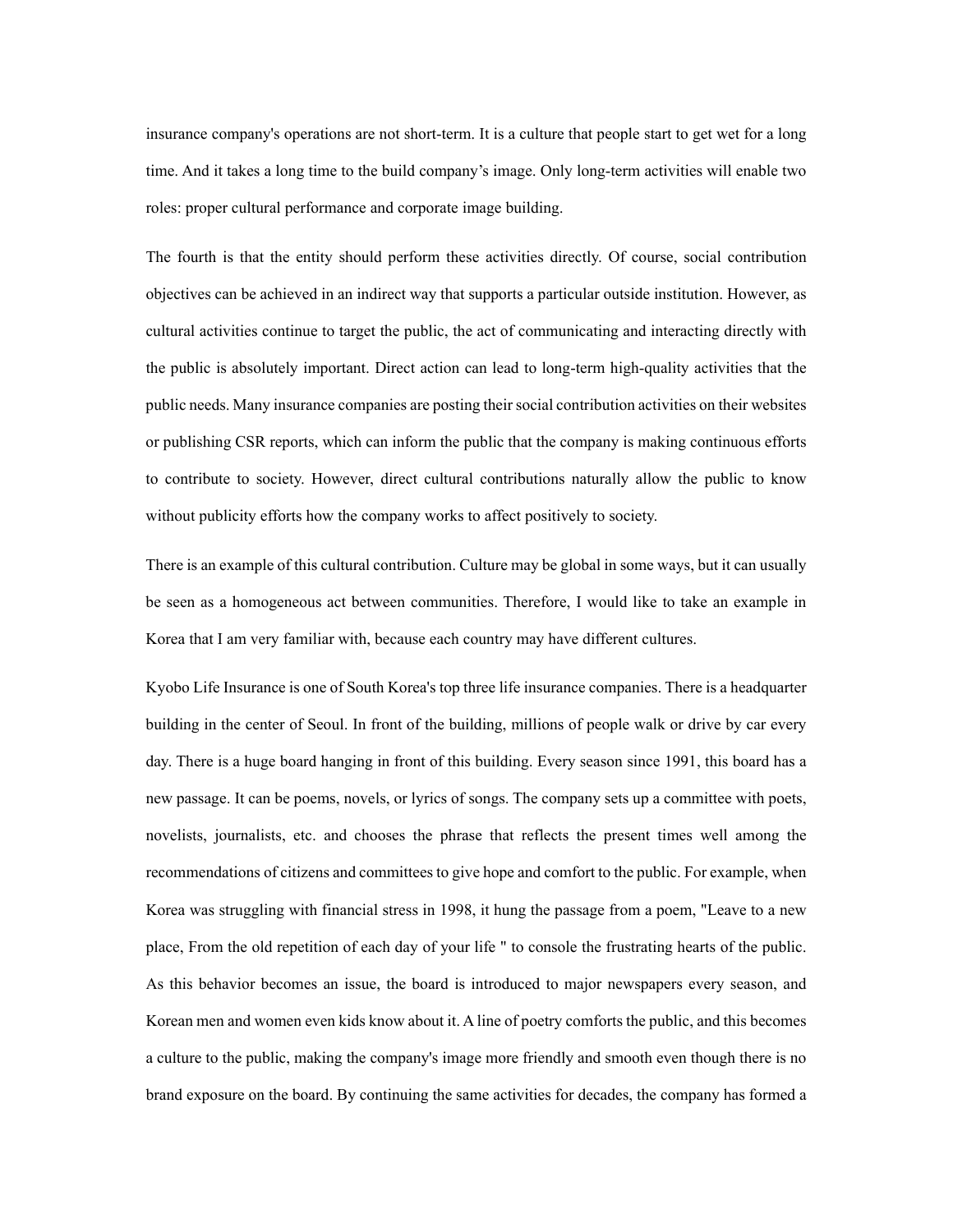insurance company's operations are not short-term. It is a culture that people start to get wet for a long time. And it takes a long time to the build company's image. Only long-term activities will enable two roles: proper cultural performance and corporate image building.

The fourth is that the entity should perform these activities directly. Of course, social contribution objectives can be achieved in an indirect way that supports a particular outside institution. However, as cultural activities continue to target the public, the act of communicating and interacting directly with the public is absolutely important. Direct action can lead to long-term high-quality activities that the public needs. Many insurance companies are posting their social contribution activities on their websites or publishing CSR reports, which can inform the public that the company is making continuous efforts to contribute to society. However, direct cultural contributions naturally allow the public to know without publicity efforts how the company works to affect positively to society.

There is an example of this cultural contribution. Culture may be global in some ways, but it can usually be seen as a homogeneous act between communities. Therefore, I would like to take an example in Korea that I am very familiar with, because each country may have different cultures.

Kyobo Life Insurance is one of South Korea's top three life insurance companies. There is a headquarter building in the center of Seoul. In front of the building, millions of people walk or drive by car every day. There is a huge board hanging in front of this building. Every season since 1991, this board has a new passage. It can be poems, novels, or lyrics of songs. The company sets up a committee with poets, novelists, journalists, etc. and chooses the phrase that reflects the present times well among the recommendations of citizens and committees to give hope and comfort to the public. For example, when Korea was struggling with financial stress in 1998, it hung the passage from a poem, "Leave to a new place, From the old repetition of each day of your life " to console the frustrating hearts of the public. As this behavior becomes an issue, the board is introduced to major newspapers every season, and Korean men and women even kids know about it. A line of poetry comforts the public, and this becomes a culture to the public, making the company's image more friendly and smooth even though there is no brand exposure on the board. By continuing the same activities for decades, the company has formed a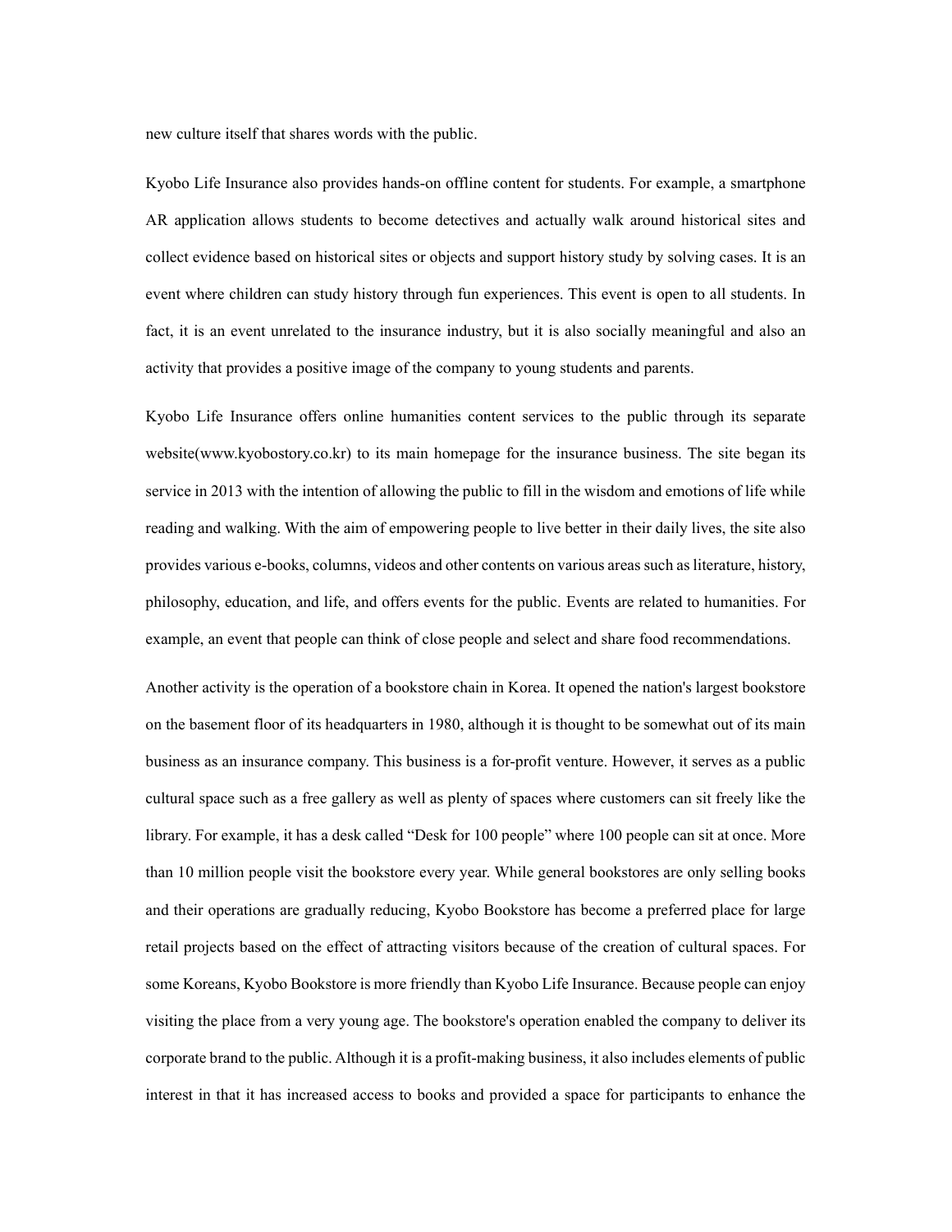new culture itself that shares words with the public.

Kyobo Life Insurance also provides hands-on offline content for students. For example, a smartphone AR application allows students to become detectives and actually walk around historical sites and collect evidence based on historical sites or objects and support history study by solving cases. It is an event where children can study history through fun experiences. This event is open to all students. In fact, it is an event unrelated to the insurance industry, but it is also socially meaningful and also an activity that provides a positive image of the company to young students and parents.

Kyobo Life Insurance offers online humanities content services to the public through its separate website(www.kyobostory.co.kr) to its main homepage for the insurance business. The site began its service in 2013 with the intention of allowing the public to fill in the wisdom and emotions of life while reading and walking. With the aim of empowering people to live better in their daily lives, the site also provides various e-books, columns, videos and other contents on various areas such as literature, history, philosophy, education, and life, and offers events for the public. Events are related to humanities. For example, an event that people can think of close people and select and share food recommendations.

Another activity is the operation of a bookstore chain in Korea. It opened the nation's largest bookstore on the basement floor of its headquarters in 1980, although it is thought to be somewhat out of its main business as an insurance company. This business is a for-profit venture. However, it serves as a public cultural space such as a free gallery as well as plenty of spaces where customers can sit freely like the library. For example, it has a desk called “Desk for 100 people” where 100 people can sit at once. More than 10 million people visit the bookstore every year. While general bookstores are only selling books and their operations are gradually reducing, Kyobo Bookstore has become a preferred place for large retail projects based on the effect of attracting visitors because of the creation of cultural spaces. For some Koreans, Kyobo Bookstore is more friendly than Kyobo Life Insurance. Because people can enjoy visiting the place from a very young age. The bookstore's operation enabled the company to deliver its corporate brand to the public. Although it is a profit-making business, it also includes elements of public interest in that it has increased access to books and provided a space for participants to enhance the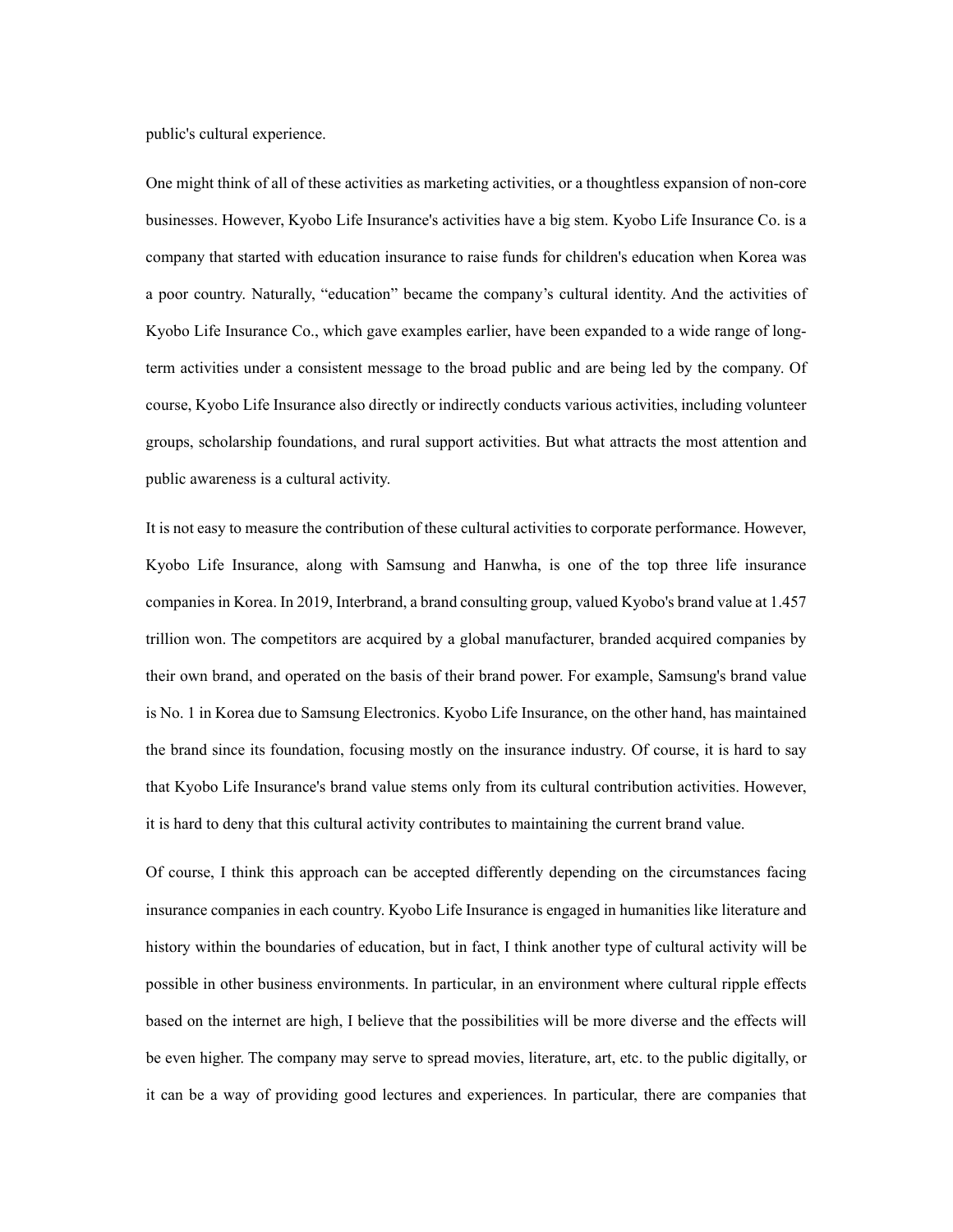public's cultural experience.

One might think of all of these activities as marketing activities, or a thoughtless expansion of non-core businesses. However, Kyobo Life Insurance's activities have a big stem. Kyobo Life Insurance Co. is a company that started with education insurance to raise funds for children's education when Korea was a poor country. Naturally, "education" became the company's cultural identity. And the activities of Kyobo Life Insurance Co., which gave examples earlier, have been expanded to a wide range of long-term activities under a consistent message to the broad public and are being led by the company. Of course, Kyobo Life Insurance also directly or indirectly conducts various activities, including volunteer groups, scholarship foundations, and rural support activities. But what attracts the most attention and public awareness is a cultural activity.

It is not easy to measure the contribution of these cultural activities to corporate performance. However, Kyobo Life Insurance, along with Samsung and Hanwha, is one of the top three life insurance companies in Korea. In 2019, Interbrand, a brand consulting group, valued Kyobo's brand value at 1.457 trillion won. The competitors are acquired by a global manufacturer, branded acquired companies by their own brand, and operated on the basis of their brand power. For example, Samsung's brand value is No. 1 in Korea due to Samsung Electronics. Kyobo Life Insurance, on the other hand, has maintained the brand since its foundation, focusing mostly on the insurance industry. Of course, it is hard to say that Kyobo Life Insurance's brand value stems only from its cultural contribution activities. However, it is hard to deny that this cultural activity contributes to maintaining the current brand value.

Of course, I think this approach can be accepted differently depending on the circumstances facing insurance companies in each country. Kyobo Life Insurance is engaged in humanities like literature and history within the boundaries of education, but in fact, I think another type of cultural activity will be possible in other business environments. In particular, in an environment where cultural ripple effects based on the internet are high, I believe that the possibilities will be more diverse and the effects will be even higher. The company may serve to spread movies, literature, art, etc. to the public digitally, or it can be a way of providing good lectures and experiences. In particular, there are companies that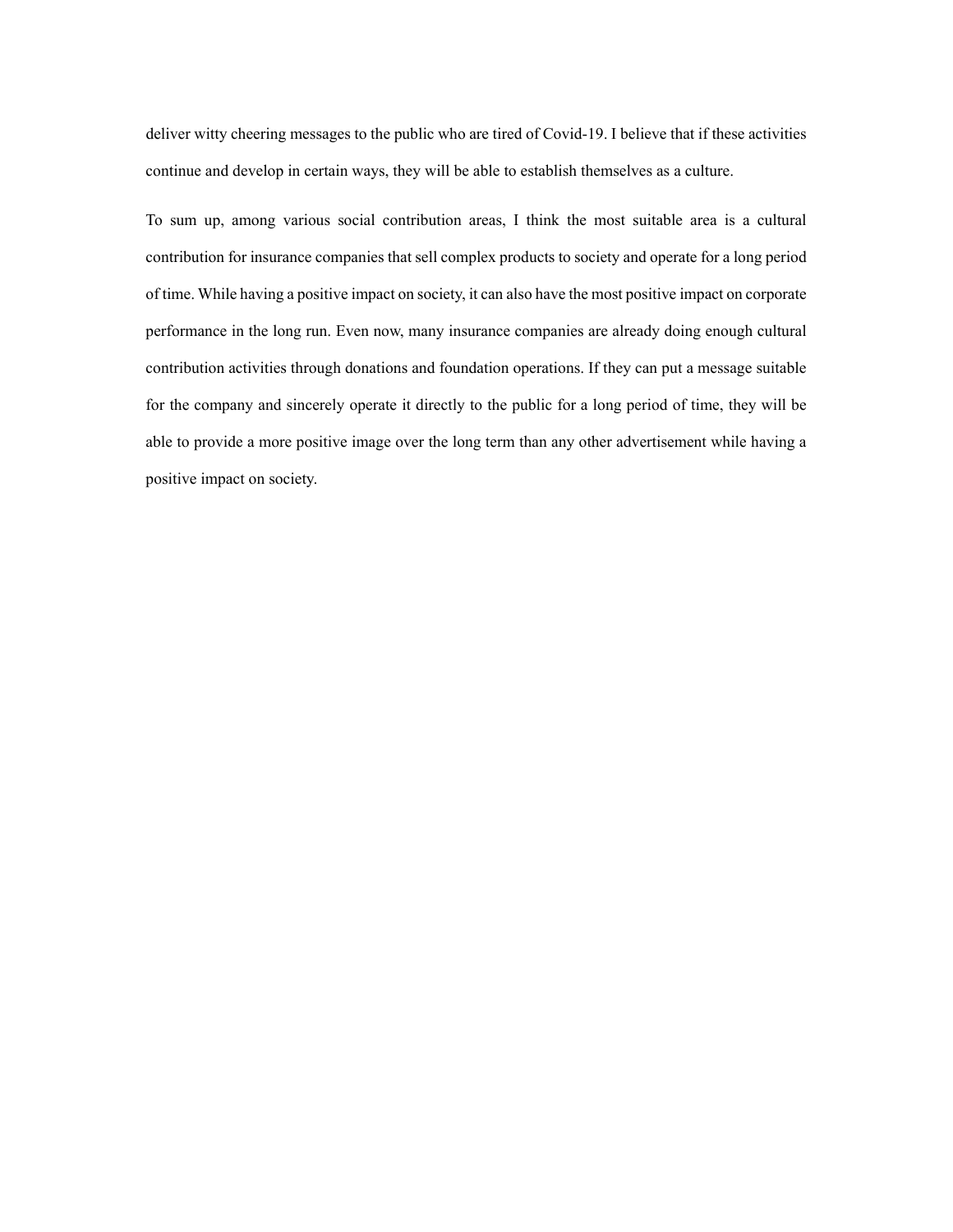deliver witty cheering messages to the public who are tired of Covid-19. I believe that if these activities continue and develop in certain ways, they will be able to establish themselves as a culture.

To sum up, among various social contribution areas, I think the most suitable area is a cultural contribution for insurance companies that sell complex products to society and operate for a long period of time. While having a positive impact on society, it can also have the most positive impact on corporate performance in the long run. Even now, many insurance companies are already doing enough cultural contribution activities through donations and foundation operations. If they can put a message suitable for the company and sincerely operate it directly to the public for a long period of time, they will be able to provide a more positive image over the long term than any other advertisement while having a positive impact on society.